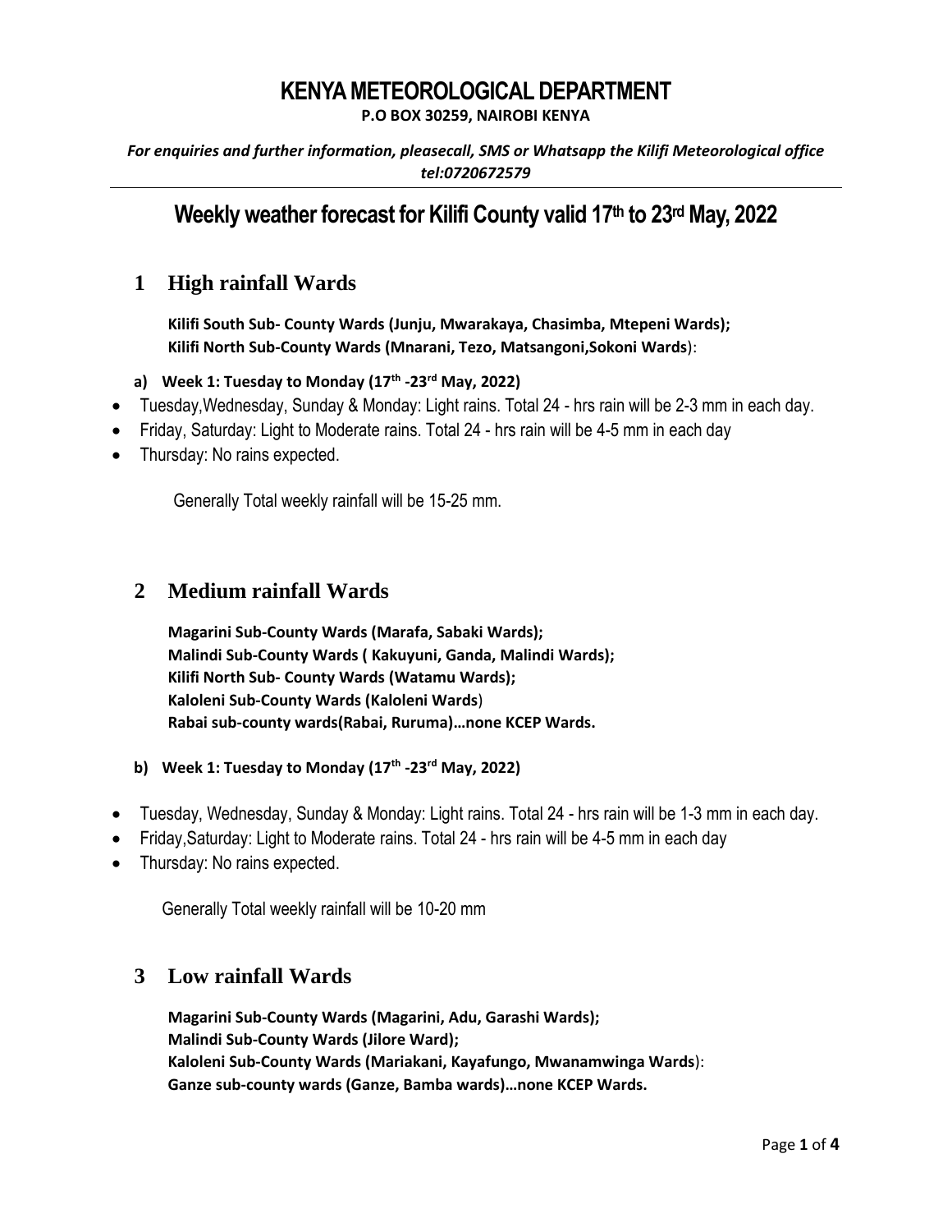# KENYA METEOROLOGICAL DEPARTMENT

**P.O BOX 30259, NAIROBI KENYA**

*For enquiries and further information, pleasecall, SMS or Whatsapp the Kilifi Meteorological office tel:0720672579*

---

## Weekly weather forecast for Kilifi County valid 17th to 23rd May, 2022

## 1 High rainfall Wards

**Kilifi South Sub- County Wards (Junju, Mwarakaya, Chasimba, Mtepeni Wards);**
**Kilifi North Sub-County Wards (Mnarani, Tezo, Matsangoni,Sokoni Wards**):

**a) Week 1: Tuesday to Monday (17th -23rd May, 2022)**

- Tuesday,Wednesday, Sunday & Monday: Light rains. Total 24 - hrs rain will be 2-3 mm in each day.
- Friday, Saturday: Light to Moderate rains. Total 24 - hrs rain will be 4-5 mm in each day
- Thursday: No rains expected.

Generally Total weekly rainfall will be 15-25 mm.

## 2 Medium rainfall Wards

**Magarini Sub-County Wards (Marafa, Sabaki Wards);**
**Malindi Sub-County Wards ( Kakuyuni, Ganda, Malindi Wards);**
**Kilifi North Sub- County Wards (Watamu Wards);**
**Kaloleni Sub-County Wards (Kaloleni Wards**)
**Rabai sub-county wards(Rabai, Ruruma)…none KCEP Wards.**

**b) Week 1: Tuesday to Monday (17th -23rd May, 2022)**

- Tuesday, Wednesday, Sunday & Monday: Light rains. Total 24 - hrs rain will be 1-3 mm in each day.
- Friday,Saturday: Light to Moderate rains. Total 24 - hrs rain will be 4-5 mm in each day
- Thursday: No rains expected.

Generally Total weekly rainfall will be 10-20 mm

## 3 Low rainfall Wards

**Magarini Sub-County Wards (Magarini, Adu, Garashi Wards);**
**Malindi Sub-County Wards (Jilore Ward);**
**Kaloleni Sub-County Wards (Mariakani, Kayafungo, Mwanamwinga Wards**):
**Ganze sub-county wards (Ganze, Bamba wards)…none KCEP Wards.**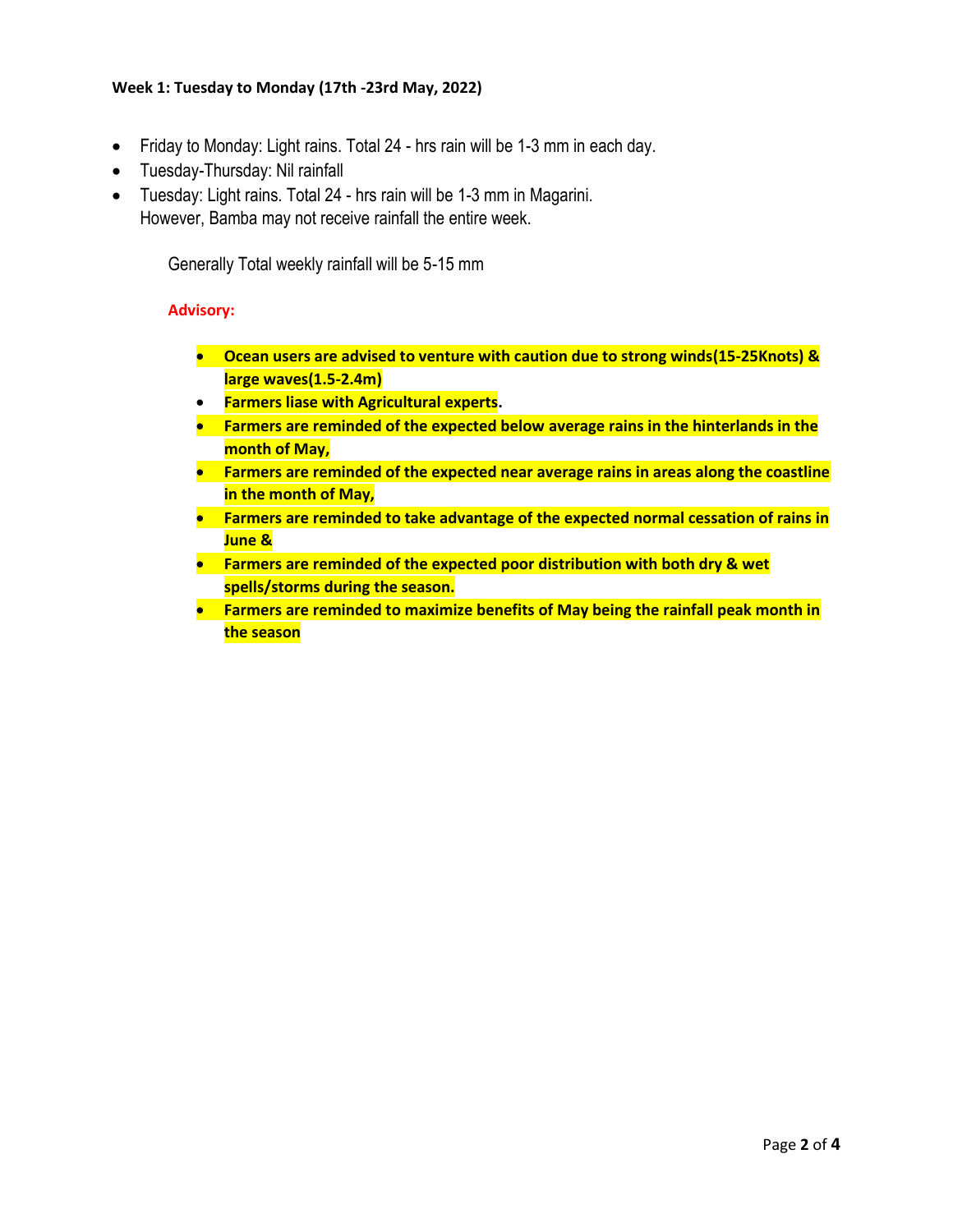**Week 1: Tuesday to Monday (17th -23rd May, 2022)**

- Friday to Monday: Light rains. Total 24 - hrs rain will be 1-3 mm in each day.
- Tuesday-Thursday: Nil rainfall
- Tuesday: Light rains. Total 24 - hrs rain will be 1-3 mm in Magarini.
  However, Bamba may not receive rainfall the entire week.

Generally Total weekly rainfall will be 5-15 mm

**Advisory:**

- **Ocean users are advised to venture with caution due to strong winds(15-25Knots) & large waves(1.5-2.4m)**
- **Farmers liase with Agricultural experts.**
- **Farmers are reminded of the expected below average rains in the hinterlands in the month of May,**
- **Farmers are reminded of the expected near average rains in areas along the coastline in the month of May,**
- **Farmers are reminded to take advantage of the expected normal cessation of rains in June &**
- **Farmers are reminded of the expected poor distribution with both dry & wet spells/storms during the season.**
- **Farmers are reminded to maximize benefits of May being the rainfall peak month in the season**